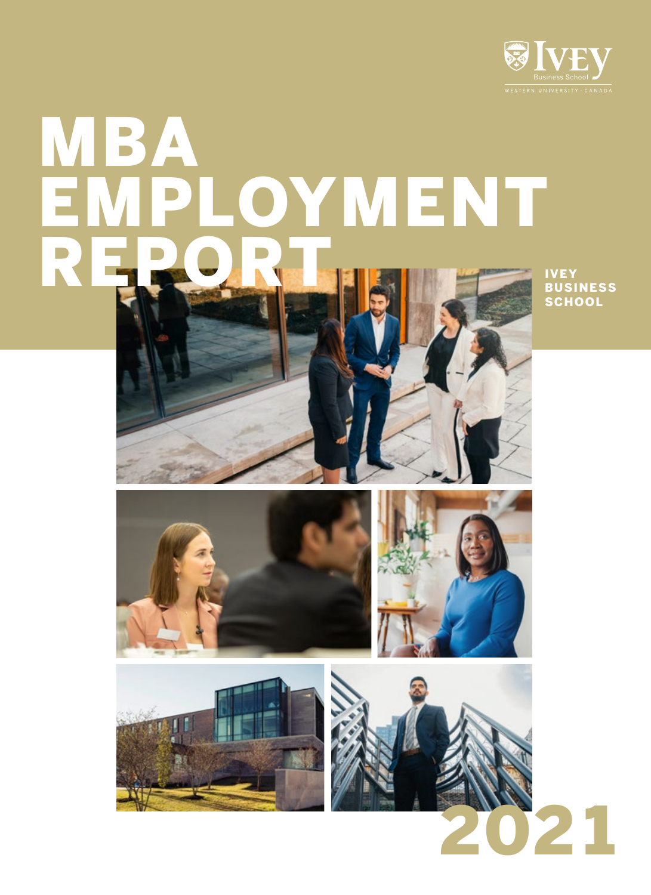Ivey Business School

WESTERN UNIVERSITY · CANADA

# MBA EMPLOYMENT REPORT

IVEY BUSINESS SCHOOL

2021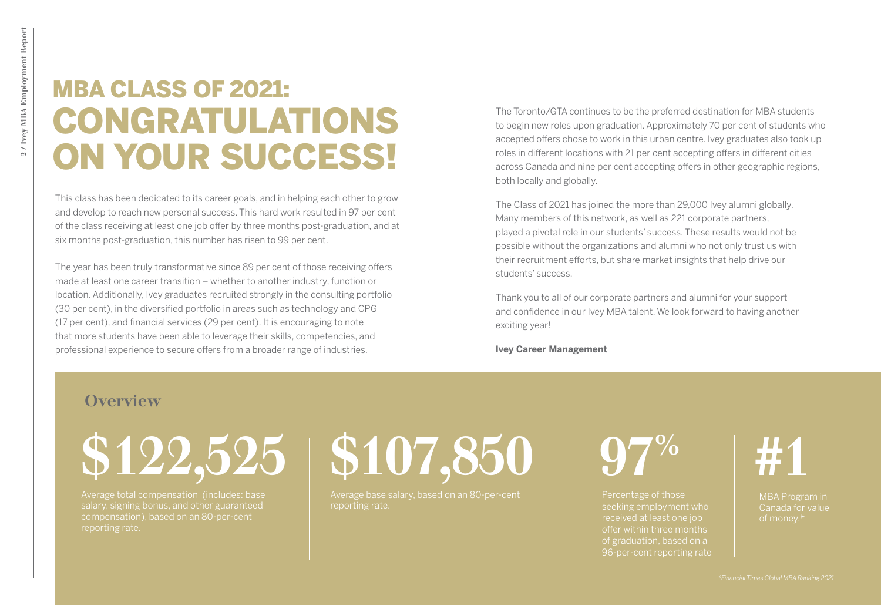# MBA CLASS OF 2021: CONGRATULATIONS ON YOUR SUCCESS!

This class has been dedicated to its career goals, and in helping each other to grow and develop to reach new personal success. This hard work resulted in 97 per cent of the class receiving at least one job offer by three months post-graduation, and at six months post-graduation, this number has risen to 99 per cent.

The year has been truly transformative since 89 per cent of those receiving offers made at least one career transition – whether to another industry, function or location. Additionally, Ivey graduates recruited strongly in the consulting portfolio (30 per cent), in the diversified portfolio in areas such as technology and CPG (17 per cent), and financial services (29 per cent). It is encouraging to note that more students have been able to leverage their skills, competencies, and professional experience to secure offers from a broader range of industries.

The Toronto/GTA continues to be the preferred destination for MBA students to begin new roles upon graduation. Approximately 70 per cent of students who accepted offers chose to work in this urban centre. Ivey graduates also took up roles in different locations with 21 per cent accepting offers in different cities across Canada and nine per cent accepting offers in other geographic regions, both locally and globally.

The Class of 2021 has joined the more than 29,000 Ivey alumni globally. Many members of this network, as well as 221 corporate partners, played a pivotal role in our students' success. These results would not be possible without the organizations and alumni who not only trust us with their recruitment efforts, but share market insights that help drive our students' success.

Thank you to all of our corporate partners and alumni for your support and confidence in our Ivey MBA talent. We look forward to having another exciting year!

**Ivey Career Management**

## Overview

**$122,525**

Average total compensation (includes: base salary, signing bonus, and other guaranteed compensation), based on an 80-per-cent reporting rate.

**$107,850**

Average base salary, based on an 80-per-cent reporting rate.

**97%**

Percentage of those seeking employment who received at least one job offer within three months of graduation, based on a 96-per-cent reporting rate

**#1**

MBA Program in Canada for value of money.*

*\*Financial Times Global MBA Ranking 2021*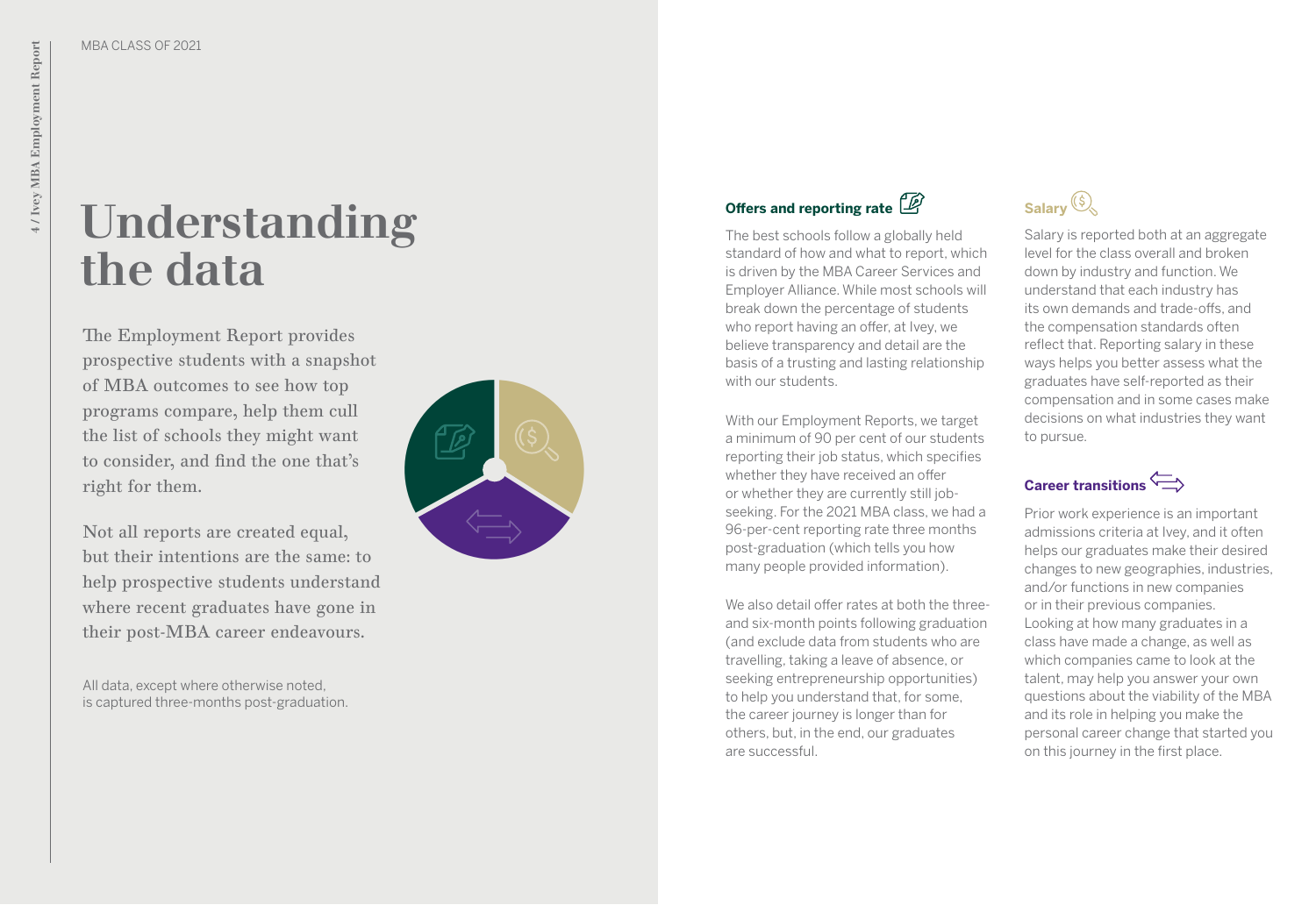# Understanding the data

The Employment Report provides prospective students with a snapshot of MBA outcomes to see how top programs compare, help them cull the list of schools they might want to consider, and find the one that's right for them.

Not all reports are created equal, but their intentions are the same: to help prospective students understand where recent graduates have gone in their post-MBA career endeavours.

All data, except where otherwise noted, is captured three-months post-graduation.

## Offers and reporting rate

The best schools follow a globally held standard of how and what to report, which is driven by the MBA Career Services and Employer Alliance. While most schools will break down the percentage of students who report having an offer, at Ivey, we believe transparency and detail are the basis of a trusting and lasting relationship with our students.

With our Employment Reports, we target a minimum of 90 per cent of our students reporting their job status, which specifies whether they have received an offer or whether they are currently still job-seeking. For the 2021 MBA class, we had a 96-per-cent reporting rate three months post-graduation (which tells you how many people provided information).

We also detail offer rates at both the three- and six-month points following graduation (and exclude data from students who are travelling, taking a leave of absence, or seeking entrepreneurship opportunities) to help you understand that, for some, the career journey is longer than for others, but, in the end, our graduates are successful.

## Salary

Salary is reported both at an aggregate level for the class overall and broken down by industry and function. We understand that each industry has its own demands and trade-offs, and the compensation standards often reflect that. Reporting salary in these ways helps you better assess what the graduates have self-reported as their compensation and in some cases make decisions on what industries they want to pursue.

## Career transitions

Prior work experience is an important admissions criteria at Ivey, and it often helps our graduates make their desired changes to new geographies, industries, and/or functions in new companies or in their previous companies. Looking at how many graduates in a class have made a change, as well as which companies came to look at the talent, may help you answer your own questions about the viability of the MBA and its role in helping you make the personal career change that started you on this journey in the first place.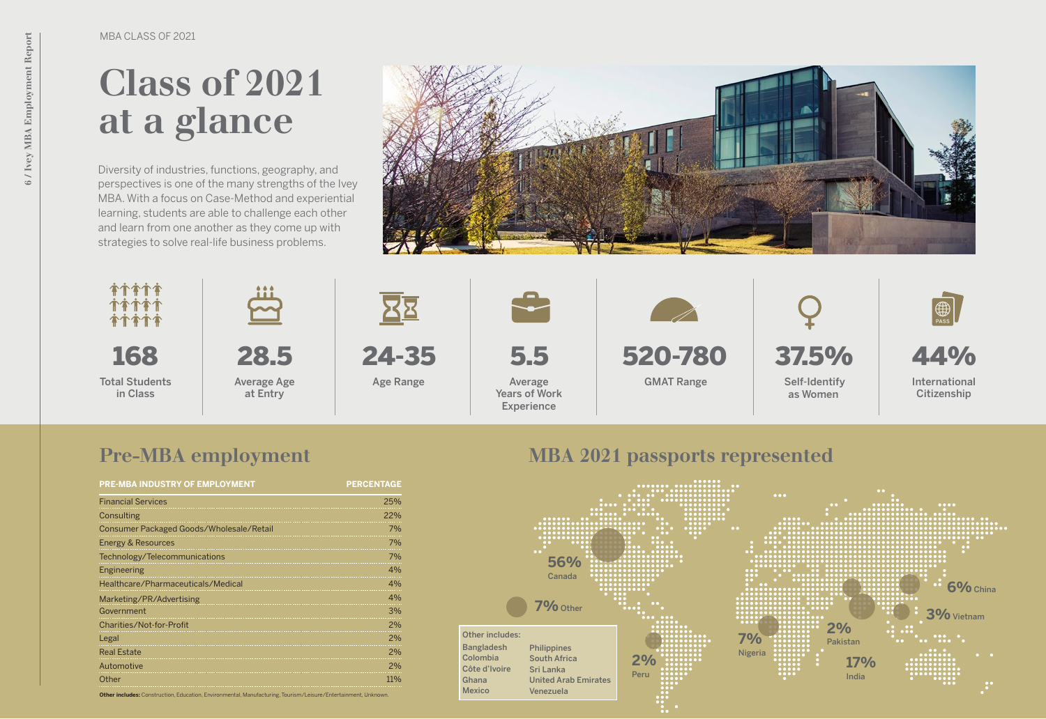MBA CLASS OF 2021

# Class of 2021 at a glance

Diversity of industries, functions, geography, and perspectives is one of the many strengths of the Ivey MBA. With a focus on Case-Method and experiential learning, students are able to challenge each other and learn from one another as they come up with strategies to solve real-life business problems.

**168**
Total Students in Class

**28.5**
Average Age at Entry

**24-35**
Age Range

**5.5**
Average Years of Work Experience

**520-780**
GMAT Range

**37.5%**
Self-Identify as Women

**44%**
International Citizenship

## Pre-MBA employment

| PRE-MBA INDUSTRY OF EMPLOYMENT | PERCENTAGE |
| --- | --- |
| Financial Services | 25% |
| Consulting | 22% |
| Consumer Packaged Goods/Wholesale/Retail | 7% |
| Energy & Resources | 7% |
| Technology/Telecommunications | 7% |
| Engineering | 4% |
| Healthcare/Pharmaceuticals/Medical | 4% |
| Marketing/PR/Advertising | 4% |
| Government | 3% |
| Charities/Not-for-Profit | 2% |
| Legal | 2% |
| Real Estate | 2% |
| Automotive | 2% |
| Other | 11% |

**Other includes:** Construction, Education, Environmental, Manufacturing, Tourism/Leisure/Entertainment, Unknown.

## MBA 2021 passports represented

- 56% Canada
- 17% India
- 7% Nigeria
- 7% Other
- 6% China
- 3% Vietnam
- 2% Pakistan
- 2% Peru

Other includes:

| | |
| --- | --- |
| Bangladesh | Philippines |
| Colombia | South Africa |
| Côte d'Ivoire | Sri Lanka |
| Ghana | United Arab Emirates |
| Mexico | Venezuela |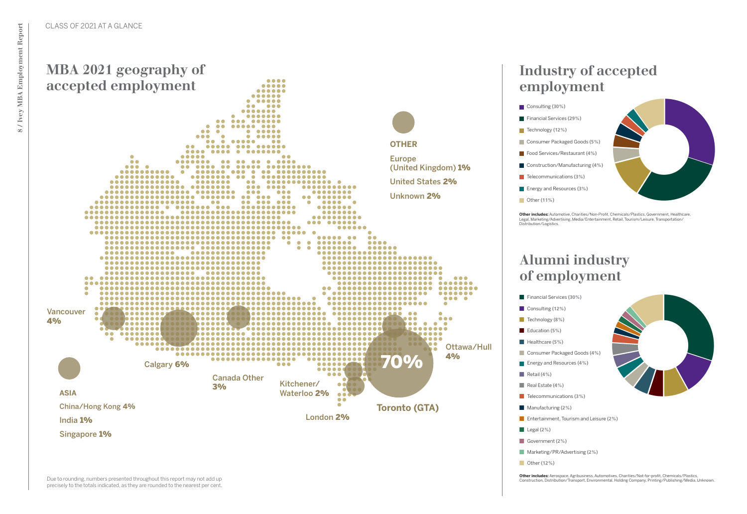CLASS OF 2021 AT A GLANCE

## MBA 2021 geography of accepted employment

Vancouver **4%**

Calgary **6%**

Canada Other **3%**

Kitchener/ Waterloo **2%**

London **2%**

Toronto (GTA) **70%**

Ottawa/Hull **4%**

**ASIA**

China/Hong Kong **4%**

India **1%**

Singapore **1%**

**OTHER**

Europe (United Kingdom) **1%**

United States **2%**

Unknown **2%**

Due to rounding, numbers presented throughout this report may not add up precisely to the totals indicated, as they are rounded to the nearest per cent.

## Industry of accepted employment

- Consulting (30%)
- Financial Services (29%)
- Technology (12%)
- Consumer Packaged Goods (5%)
- Food Services/Restaurant (4%)
- Construction/Manufacturing (4%)
- Telecommunications (3%)
- Energy and Resources (3%)
- Other (11%)

**Other includes:** Automotive, Charities/Non-Profit, Chemicals/Plastics, Government, Healthcare, Legal, Marketing/Advertising, Media/Entertainment, Retail, Tourism/Leisure, Transportation/Distribution/Logistics.

## Alumni industry of employment

- Financial Services (30%)
- Consulting (12%)
- Technology (8%)
- Education (5%)
- Healthcare (5%)
- Consumer Packaged Goods (4%)
- Energy and Resources (4%)
- Retail (4%)
- Real Estate (4%)
- Telecommunications (3%)
- Manufacturing (2%)
- Entertainment, Tourism and Leisure (2%)
- Legal (2%)
- Government (2%)
- Marketing/PR/Advertising (2%)
- Other (12%)

**Other includes:** Aerospace, Agribusiness, Automotives, Charities/Not-for-profit, Chemicals/Plastics, Construction, Distribution/Transport, Environmental, Holding Company, Printing/Publishing/Media, Unknown.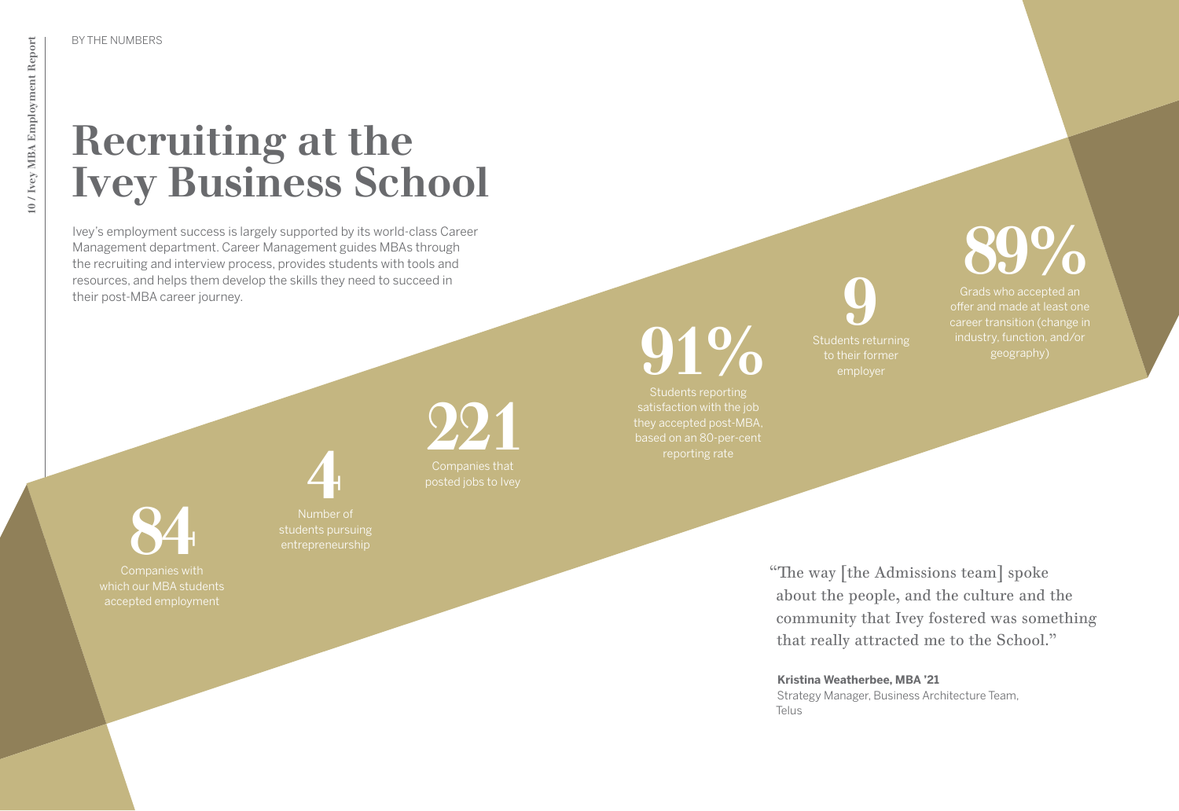BY THE NUMBERS

# Recruiting at the Ivey Business School

Ivey's employment success is largely supported by its world-class Career Management department. Career Management guides MBAs through the recruiting and interview process, provides students with tools and resources, and helps them develop the skills they need to succeed in their post-MBA career journey.

**89%**
Grads who accepted an offer and made at least one career transition (change in industry, function, and/or geography)

**9**
Students returning to their former employer

**91%**
Students reporting satisfaction with the job they accepted post-MBA, based on an 80-per-cent reporting rate

**221**
Companies that posted jobs to Ivey

**4**
Number of students pursuing entrepreneurship

**84**
Companies with which our MBA students accepted employment

> "The way [the Admissions team] spoke about the people, and the culture and the community that Ivey fostered was something that really attracted me to the School."

**Kristina Weatherbee, MBA '21**
Strategy Manager, Business Architecture Team, Telus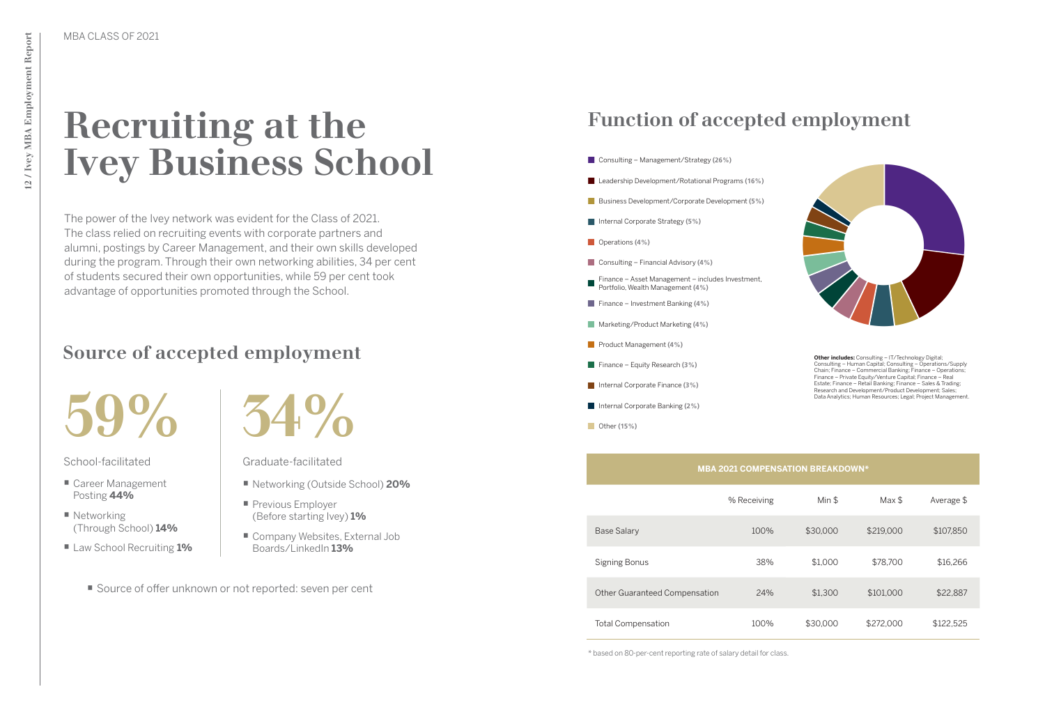MBA CLASS OF 2021

# Recruiting at the Ivey Business School

The power of the Ivey network was evident for the Class of 2021. The class relied on recruiting events with corporate partners and alumni, postings by Career Management, and their own skills developed during the program. Through their own networking abilities, 34 per cent of students secured their own opportunities, while 59 per cent took advantage of opportunities promoted through the School.

## Source of accepted employment

**59%**

School-facilitated

- Career Management Posting **44%**
- Networking (Through School) **14%**
- Law School Recruiting **1%**

**34%**

Graduate-facilitated

- Networking (Outside School) **20%**
- Previous Employer (Before starting Ivey) **1%**
- Company Websites, External Job Boards/LinkedIn **13%**

- Source of offer unknown or not reported: seven per cent

## Function of accepted employment

- Consulting – Management/Strategy (26%)
- Leadership Development/Rotational Programs (16%)
- Business Development/Corporate Development (5%)
- Internal Corporate Strategy (5%)
- Operations (4%)
- Consulting – Financial Advisory (4%)
- Finance – Asset Management – includes Investment, Portfolio, Wealth Management (4%)
- Finance – Investment Banking (4%)
- Marketing/Product Marketing (4%)
- Product Management (4%)
- Finance – Equity Research (3%)
- Internal Corporate Finance (3%)
- Internal Corporate Banking (2%)
- Other (15%)

**Other includes:** Consulting – IT/Technology Digital; Consulting – Human Capital; Consulting – Operations/Supply Chain; Finance – Commercial Banking; Finance – Operations; Finance – Private Equity/Venture Capital; Finance – Real Estate; Finance – Retail Banking; Finance – Sales & Trading; Research and Development/Product Development; Sales; Data Analytics; Human Resources; Legal; Project Management.

**MBA 2021 COMPENSATION BREAKDOWN***

| | % Receiving | Min $ | Max $ | Average $ |
|---|---|---|---|---|
| Base Salary | 100% | $30,000 | $219,000 | $107,850 |
| Signing Bonus | 38% | $1,000 | $78,700 | $16,266 |
| Other Guaranteed Compensation | 24% | $1,300 | $101,000 | $22,887 |
| Total Compensation | 100% | $30,000 | $272,000 | $122,525 |

* based on 80-per-cent reporting rate of salary detail for class.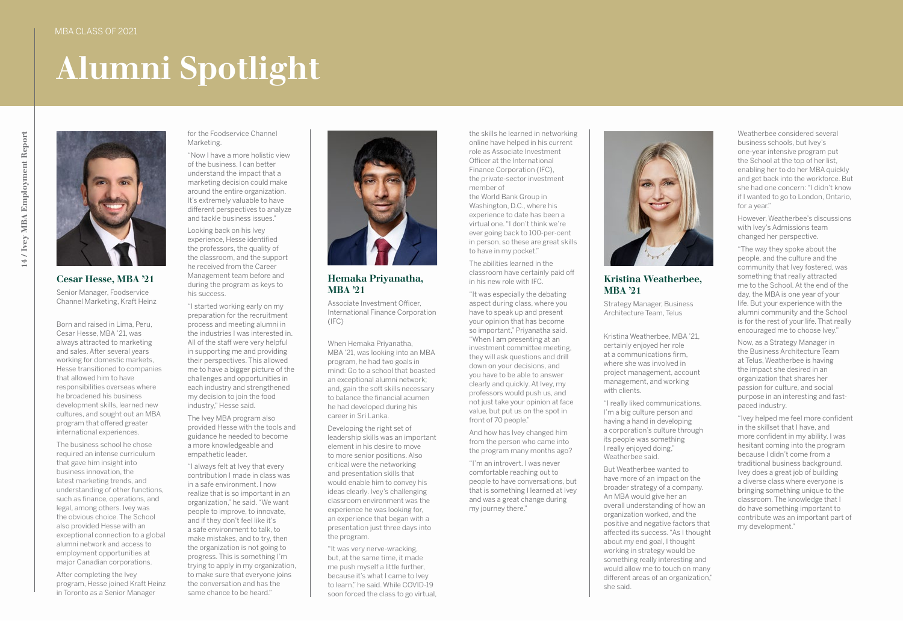MBA CLASS OF 2021

# Alumni Spotlight

## Cesar Hesse, MBA '21

Senior Manager, Foodservice Channel Marketing, Kraft Heinz

Born and raised in Lima, Peru, Cesar Hesse, MBA '21, was always attracted to marketing and sales. After several years working for domestic markets, Hesse transitioned to companies that allowed him to have responsibilities overseas where he broadened his business development skills, learned new cultures, and sought out an MBA program that offered greater international experiences.

The business school he chose required an intense curriculum that gave him insight into business innovation, the latest marketing trends, and understanding of other functions, such as finance, operations, and legal, among others. Ivey was the obvious choice. The School also provided Hesse with an exceptional connection to a global alumni network and access to employment opportunities at major Canadian corporations.

After completing the Ivey program, Hesse joined Kraft Heinz in Toronto as a Senior Manager for the Foodservice Channel Marketing.

"Now I have a more holistic view of the business. I can better understand the impact that a marketing decision could make around the entire organization. It's extremely valuable to have different perspectives to analyze and tackle business issues."

Looking back on his Ivey experience, Hesse identified the professors, the quality of the classroom, and the support he received from the Career Management team before and during the program as keys to his success.

"I started working early on my preparation for the recruitment process and meeting alumni in the industries I was interested in. All of the staff were very helpful in supporting me and providing their perspectives. This allowed me to have a bigger picture of the challenges and opportunities in each industry and strengthened my decision to join the food industry," Hesse said.

The Ivey MBA program also provided Hesse with the tools and guidance he needed to become a more knowledgeable and empathetic leader.

"I always felt at Ivey that every contribution I made in class was in a safe environment. I now realize that is so important in an organization," he said. "We want people to improve, to innovate, and if they don't feel like it's a safe environment to talk, to make mistakes, and to try, then the organization is not going to progress. This is something I'm trying to apply in my organization, to make sure that everyone joins the conversation and has the same chance to be heard."

## Hemaka Priyanatha, MBA '21

Associate Investment Officer, International Finance Corporation (IFC)

When Hemaka Priyanatha, MBA '21, was looking into an MBA program, he had two goals in mind: Go to a school that boasted an exceptional alumni network; and, gain the soft skills necessary to balance the financial acumen he had developed during his career in Sri Lanka.

Developing the right set of leadership skills was an important element in his desire to move to more senior positions. Also critical were the networking and presentation skills that would enable him to convey his ideas clearly. Ivey's challenging classroom environment was the experience he was looking for, an experience that began with a presentation just three days into the program.

"It was very nerve-wracking, but, at the same time, it made me push myself a little further, because it's what I came to Ivey to learn," he said. While COVID-19 soon forced the class to go virtual, the skills he learned in networking online have helped in his current role as Associate Investment Officer at the International Finance Corporation (IFC), the private-sector investment member of the World Bank Group in Washington, D.C., where his experience to date has been a virtual one. "I don't think we're ever going back to 100-per-cent in person, so these are great skills to have in my pocket."

The abilities learned in the classroom have certainly paid off in his new role with IFC.

"It was especially the debating aspect during class, where you have to speak up and present your opinion that has become so important," Priyanatha said. "When I am presenting at an investment committee meeting, they will ask questions and drill down on your decisions, and you have to be able to answer clearly and quickly. At Ivey, my professors would push us, and not just take your opinion at face value, but put us on the spot in front of 70 people."

And how has Ivey changed him from the person who came into the program many months ago?

"I'm an introvert. I was never comfortable reaching out to people to have conversations, but that is something I learned at Ivey and was a great change during my journey there."

## Kristina Weatherbee, MBA '21

Strategy Manager, Business Architecture Team, Telus

Kristina Weatherbee, MBA '21, certainly enjoyed her role at a communications firm, where she was involved in project management, account management, and working with clients.

"I really liked communications. I'm a big culture person and having a hand in developing a corporation's culture through its people was something I really enjoyed doing," Weatherbee said.

But Weatherbee wanted to have more of an impact on the broader strategy of a company. An MBA would give her an overall understanding of how an organization worked, and the positive and negative factors that affected its success. "As I thought about my end goal, I thought working in strategy would be something really interesting and would allow me to touch on many different areas of an organization," she said.

Weatherbee considered several business schools, but Ivey's one-year intensive program put the School at the top of her list, enabling her to do her MBA quickly and get back into the workforce. But she had one concern: "I didn't know if I wanted to go to London, Ontario, for a year."

However, Weatherbee's discussions with Ivey's Admissions team changed her perspective.

"The way they spoke about the people, and the culture and the community that Ivey fostered, was something that really attracted me to the School. At the end of the day, the MBA is one year of your life. But your experience with the alumni community and the School is for the rest of your life. That really encouraged me to choose Ivey."

Now, as a Strategy Manager in the Business Architecture Team at Telus, Weatherbee is having the impact she desired in an organization that shares her passion for culture, and social purpose in an interesting and fast-paced industry.

"Ivey helped me feel more confident in the skillset that I have, and more confident in my ability. I was hesitant coming into the program because I didn't come from a traditional business background. Ivey does a great job of building a diverse class where everyone is bringing something unique to the classroom. The knowledge that I do have something important to contribute was an important part of my development."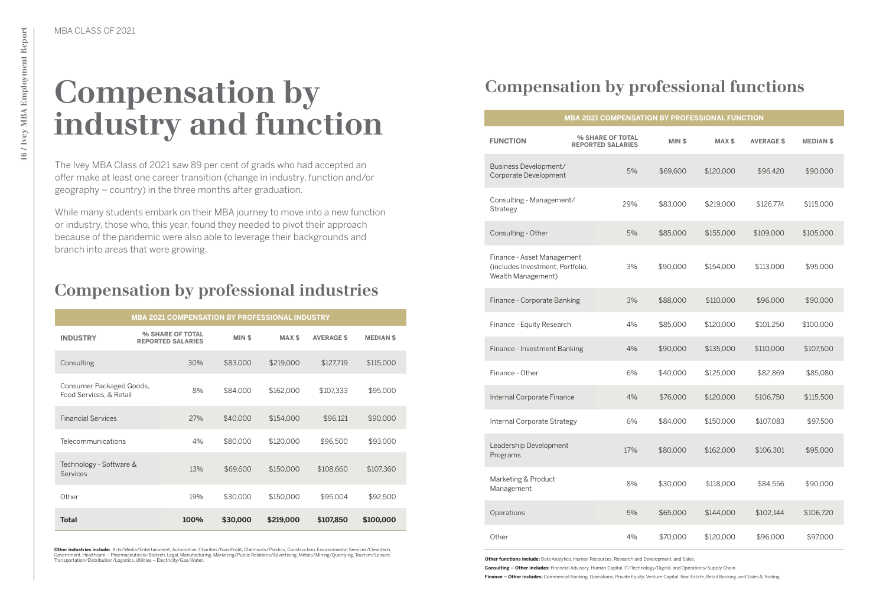MBA CLASS OF 2021

# Compensation by industry and function

The Ivey MBA Class of 2021 saw 89 per cent of grads who had accepted an offer make at least one career transition (change in industry, function and/or geography – country) in the three months after graduation.

While many students embark on their MBA journey to move into a new function or industry, those who, this year, found they needed to pivot their approach because of the pandemic were also able to leverage their backgrounds and branch into areas that were growing.

## Compensation by professional industries

**MBA 2021 COMPENSATION BY PROFESSIONAL INDUSTRY**

| INDUSTRY | % SHARE OF TOTAL REPORTED SALARIES | MIN $ | MAX $ | AVERAGE $ | MEDIAN $ |
|---|---|---|---|---|---|
| Consulting | 30% | $83,000 | $219,000 | $127,719 | $115,000 |
| Consumer Packaged Goods, Food Services, & Retail | 8% | $84,000 | $162,000 | $107,333 | $95,000 |
| Financial Services | 27% | $40,000 | $154,000 | $96,121 | $90,000 |
| Telecommunications | 4% | $80,000 | $120,000 | $96,500 | $93,000 |
| Technology - Software & Services | 13% | $69,600 | $150,000 | $108,660 | $107,360 |
| Other | 19% | $30,000 | $150,000 | $95,004 | $92,500 |
| **Total** | **100%** | **$30,000** | **$219,000** | **$107,850** | **$100,000** |

**Other industries include:** Arts/Media/Entertainment, Automotive, Charities/Non-Profit, Chemicals/Plastics, Construction, Environmental Services/Cleantech, Government, Healthcare – Pharmaceuticals/Biotech, Legal, Manufacturing, Marketing/Public Relations/Advertising, Metals/Mining/Quarrying, Tourism/Leisure, Transportation/Distribution/Logistics, Utilities – Electricity/Gas/Water.

## Compensation by professional functions

**MBA 2021 COMPENSATION BY PROFESSIONAL FUNCTION**

| FUNCTION | % SHARE OF TOTAL REPORTED SALARIES | MIN $ | MAX $ | AVERAGE $ | MEDIAN $ |
|---|---|---|---|---|---|
| Business Development/ Corporate Development | 5% | $69,600 | $120,000 | $96,420 | $90,000 |
| Consulting - Management/ Strategy | 29% | $83,000 | $219,000 | $126,774 | $115,000 |
| Consulting - Other | 5% | $85,000 | $155,000 | $109,000 | $105,000 |
| Finance - Asset Management (includes Investment, Portfolio, Wealth Management) | 3% | $90,000 | $154,000 | $113,000 | $95,000 |
| Finance - Corporate Banking | 3% | $88,000 | $110,000 | $96,000 | $90,000 |
| Finance - Equity Research | 4% | $85,000 | $120,000 | $101,250 | $100,000 |
| Finance - Investment Banking | 4% | $90,000 | $135,000 | $110,000 | $107,500 |
| Finance - Other | 6% | $40,000 | $125,000 | $82,869 | $85,080 |
| Internal Corporate Finance | 4% | $76,000 | $120,000 | $106,750 | $115,500 |
| Internal Corporate Strategy | 6% | $84,000 | $150,000 | $107,083 | $97,500 |
| Leadership Development Programs | 17% | $80,000 | $162,000 | $106,301 | $95,000 |
| Marketing & Product Management | 8% | $30,000 | $118,000 | $84,556 | $90,000 |
| Operations | 5% | $65,000 | $144,000 | $102,144 | $106,720 |
| Other | 4% | $70,000 | $120,000 | $96,000 | $97,000 |

**Other functions include:** Data Analytics, Human Resources, Research and Development, and Sales.

**Consulting – Other includes:** Financial Advisory, Human Capital, IT/Technology/Digital, and Operations/Supply Chain.

**Finance – Other includes:** Commercial Banking, Operations, Private Equity, Venture Capital, Real Estate, Retail Banking, and Sales & Trading.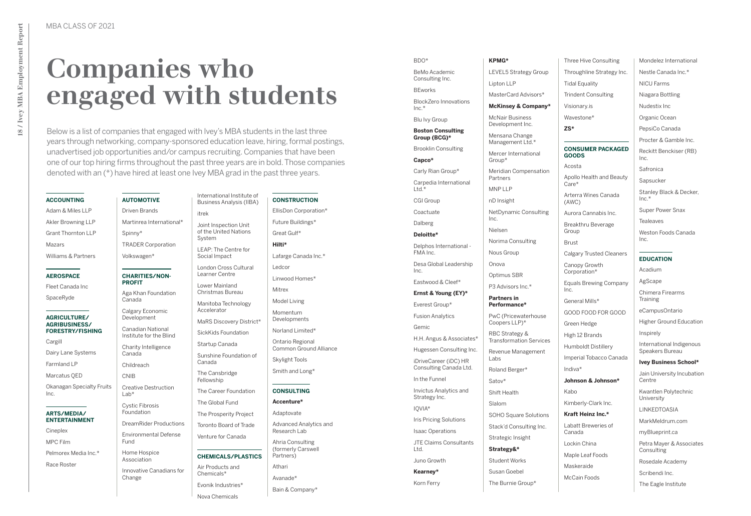MBA CLASS OF 2021

# Companies who engaged with students

Below is a list of companies that engaged with Ivey's MBA students in the last three years through networking, company-sponsored education leave, hiring, formal postings, unadvertised job opportunities and/or campus recruiting. Companies that have been one of our top hiring firms throughout the past three years are in bold. Those companies denoted with an (*) have hired at least one Ivey MBA grad in the past three years.

### ACCOUNTING

- Adam & Miles LLP
- Akler Browning LLP
- Grant Thornton LLP
- Mazars
- Williams & Partners

### AEROSPACE

- Fleet Canada Inc
- SpaceRyde

### AGRICULTURE/ AGRIBUSINESS/ FORESTRY/FISHING

- Cargill
- Dairy Lane Systems
- Farmland LP
- Marcatus QED
- Okanagan Specialty Fruits Inc.

### ARTS/MEDIA/ ENTERTAINMENT

- Cineplex
- MPC Film
- Pelmorex Media Inc.*
- Race Roster

### AUTOMOTIVE

- Driven Brands
- Martinrea International*
- Spinny*
- TRADER Corporation
- Volkswagen*

### CHARITIES/NON-PROFIT

- Aga Khan Foundation Canada
- Calgary Economic Development
- Canadian National Institute for the Blind
- Charity Intelligence Canada
- Childreach
- CNIB
- Creative Destruction Lab*
- Cystic Fibrosis Foundation
- DreamRider Productions
- Environmental Defense Fund
- Home Hospice Association
- Innovative Canadians for Change
- International Institute of Business Analysis (IIBA)
- itrek
- Joint Inspection Unit of the United Nations System
- LEAP: The Centre for Social Impact
- London Cross Cultural Learner Centre
- Lower Mainland Christmas Bureau
- Manitoba Technology Accelerator
- MaRS Discovery District*
- SickKids Foundation
- Startup Canada
- Sunshine Foundation of Canada
- The Cansbridge Fellowship
- The Career Foundation
- The Global Fund
- The Prosperity Project
- Toronto Board of Trade
- Venture for Canada

### CHEMICALS/PLASTICS

- Air Products and Chemicals*
- Evonik Industries*
- Nova Chemicals

### CONSTRUCTION

- EllisDon Corporation*
- Future Buildings*
- Great Gulf*
- **Hilti***
- Lafarge Canada Inc.*
- Ledcor
- Linwood Homes*
- Mitrex
- Model Living
- Momentum Developments
- Norland Limited*
- Ontario Regional Common Ground Alliance
- Skylight Tools
- Smith and Long*

### CONSULTING

- **Accenture***
- Adaptovate
- Advanced Analytics and Research Lab
- Ahria Consulting (formerly Carswell Partners)
- Athari
- Avanade*
- Bain & Company*
- BDO*
- BeMo Academic Consulting Inc.
- BEworks
- BlockZero Innovations Inc.*
- Blu Ivy Group
- **Boston Consulting Group (BCG)***
- Brooklin Consulting
- **Capco***
- Carly Rian Group*
- Carpedia International Ltd.*
- CGI Group
- Coactuate
- Dalberg
- **Deloitte***
- Delphos International - FMA Inc.
- Desa Global Leadership Inc.
- Eastwood & Cleef*
- **Ernst & Young (EY)***
- Everest Group*
- Fusion Analytics
- Gemic
- H.H. Angus & Associates*
- Hugessen Consulting Inc.
- iDriveCareer (iDC) HR Consulting Canada Ltd.
- In the Funnel
- Invictus Analytics and Strategy Inc.
- IQVIA*
- Iris Pricing Solutions
- Isaac Operations
- JTE Claims Consultants Ltd.
- Juno Growth
- **Kearney***
- Korn Ferry
- **KPMG***
- LEVEL5 Strategy Group
- Lipton LLP
- MasterCard Advisors*
- **McKinsey & Company***
- McNair Business Development Inc.
- Mensana Change Management Ltd.*
- Mercer International Group*
- Meridian Compensation Partners
- MNP LLP
- nD Insight
- NetDynamic Consulting Inc.
- Nielsen
- Norima Consulting
- Nous Group
- Onova
- Optimus SBR
- P3 Advisors Inc.*
- **Partners in Performance***
- PwC (Pricewaterhouse Coopers LLP)*
- RBC Strategy & Transformation Services
- Revenue Management Labs
- Roland Berger*
- Satov*
- Shift Health
- Slalom
- SOHO Square Solutions
- Stack'd Consulting Inc.
- Strategic Insight
- **Strategy&***
- Student Works
- Susan Goebel
- The Burnie Group*
- Three Hive Consulting
- Throughline Strategy Inc.
- Tidal Equality
- Trindent Consulting
- Visionary.is
- Wavestone*
- **ZS***

### CONSUMER PACKAGED GOODS

- Acosta
- Apollo Health and Beauty Care*
- Arterra Wines Canada (AWC)
- Aurora Cannabis Inc.
- Breakthru Beverage Group
- Brust
- Calgary Trusted Cleaners
- Canopy Growth Corporation*
- Equals Brewing Company Inc.
- General Mills*
- GOOD FOOD FOR GOOD
- Green Hedge
- High 12 Brands
- Humboldt Distillery
- Imperial Tobacco Canada
- Indiva*
- **Johnson & Johnson***
- Kabo
- Kimberly-Clark Inc.
- **Kraft Heinz Inc.***
- Labatt Breweries of Canada
- Lockin China
- Maple Leaf Foods
- Maskeraide
- McCain Foods
- Mondelez International
- Nestle Canada Inc.*
- NICU Farms
- Niagara Bottling
- Nudestix Inc
- Organic Ocean
- PepsiCo Canada
- Procter & Gamble Inc.
- Reckitt Benckiser (RB) Inc.
- Safronica
- Sapsucker
- Stanley Black & Decker, Inc.*
- Super Power Snax
- Tealeaves
- Weston Foods Canada Inc.

### EDUCATION

- Acadium
- AgScape
- Chimera Firearms Training
- eCampusOntario
- Higher Ground Education
- Inspirely
- International Indigenous Speakers Bureau
- **Ivey Business School***
- Jain University Incubation Centre
- Kwantlen Polytechnic University
- LINKEDTOASIA
- MarkMeldrum.com
- myBlueprint.ca
- Petra Mayer & Associates Consulting
- Rosedale Academy
- Scribendi Inc.
- The Eagle Institute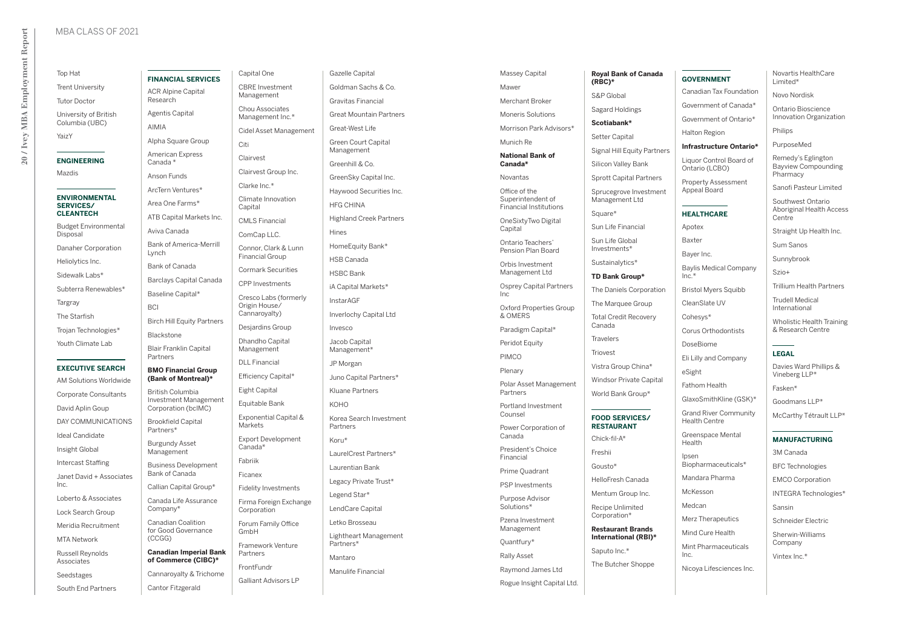MBA CLASS OF 2021

Top Hat

Trent University

Tutor Doctor

University of British Columbia (UBC)

YaizY

## ENGINEERING

Mazdis

## ENVIRONMENTAL SERVICES/ CLEANTECH

Budget Environmental Disposal

Danaher Corporation

Heliolytics Inc.

Sidewalk Labs*

Subterra Renewables*

Targray

The Starfish

Trojan Technologies*

Youth Climate Lab

## EXECUTIVE SEARCH

AM Solutions Worldwide

Corporate Consultants

David Aplin Goup

DAY COMMUNICATIONS

Ideal Candidate

Insight Global

Intercast Staffing

Janet David + Associates Inc.

Loberto & Associates

Lock Search Group

Meridia Recruitment

MTA Network

Russell Reynolds Associates

Seedstages

South End Partners

## FINANCIAL SERVICES

ACR Alpine Capital Research

Agentis Capital

AIMIA

Alpha Square Group

American Express Canada *

Anson Funds

ArcTern Ventures*

Area One Farms*

ATB Capital Markets Inc.

Aviva Canada

Bank of America-Merrill Lynch

Bank of Canada

Barclays Capital Canada

Baseline Capital*

BCI

Birch Hill Equity Partners

Blackstone

Blair Franklin Capital Partners

**BMO Financial Group (Bank of Montreal)***

British Columbia Investment Management Corporation (bcIMC)

Brookfield Capital Partners*

Burgundy Asset Management

Business Development Bank of Canada

Callian Capital Group*

Canada Life Assurance Company*

Canadian Coalition for Good Governance (CCGG)

**Canadian Imperial Bank of Commerce (CIBC)***

Cannaroyalty & Trichome

Cantor Fitzgerald

Capital One

CBRE Investment Management

Chou Associates Management Inc.*

Cidel Asset Management

Citi

Clairvest

Clairvest Group Inc.

Clarke Inc.*

Climate Innovation Capital

CMLS Financial

ComCap LLC.

Connor, Clark & Lunn Financial Group

Cormark Securities

CPP Investments

Cresco Labs (formerly Origin House/ Cannaroyalty)

Desjardins Group

Dhandho Capital Management

DLL Financial

Efficiency Capital*

Eight Capital

Equitable Bank

Exponential Capital & Markets

Export Development Canada*

Fabriik

Ficanex

Fidelity Investments

Firma Foreign Exchange Corporation

Forum Family Office GmbH

Framework Venture Partners

FrontFundr

Galliant Advisors LP

Gazelle Capital

Goldman Sachs & Co.

Gravitas Financial

Great Mountain Partners

Great-West Life

Green Court Capital Management

Greenhill & Co.

GreenSky Capital Inc.

Haywood Securities Inc.

HFG CHINA

Highland Creek Partners

Hines

HomeEquity Bank*

HSB Canada

HSBC Bank

iA Capital Markets*

InstarAGF

Inverlochy Capital Ltd

Invesco

Jacob Capital Management*

JP Morgan

Juno Capital Partners*

Kluane Partners

KOHO

Korea Search Investment Partners

Koru*

LaurelCrest Partners*

Laurentian Bank

Legacy Private Trust*

Legend Star*

LendCare Capital

Letko Brosseau

Lightheart Management Partners*

Mantaro

Manulife Financial

Massey Capital

Mawer

Merchant Broker

Moneris Solutions

Morrison Park Advisors*

Munich Re

**National Bank of Canada***

Novantas

Office of the Superintendent of Financial Institutions

OneSixtyTwo Digital Capital

Ontario Teachers' Pension Plan Board

Orbis Investment Management Ltd

Osprey Capital Partners Inc

Oxford Properties Group & OMERS

Paradigm Capital*

Peridot Equity

PIMCO

Plenary

Polar Asset Management Partners

Portland Investment Counsel

Power Corporation of Canada

President's Choice Financial

Prime Quadrant

PSP Investments

Purpose Advisor Solutions*

Pzena Investment Management

Quantfury*

Rally Asset

Raymond James Ltd

Rogue Insight Capital Ltd.

**Royal Bank of Canada (RBC)***

S&P Global

Sagard Holdings

**Scotiabank***

Setter Capital

Signal Hill Equity Partners

Silicon Valley Bank

Sprott Capital Partners

Sprucegrove Investment Management Ltd

Square*

Sun Life Financial

Sun Life Global Investments*

Sustainalytics*

**TD Bank Group***

The Daniels Corporation

The Marquee Group

Total Credit Recovery Canada

Travelers

Triovest

Vistra Group China*

Windsor Private Capital

World Bank Group*

## FOOD SERVICES/ RESTAURANT

Chick-fil-A*

Freshii

Gousto*

HelloFresh Canada

Mentum Group Inc.

Recipe Unlimited Corporation*

**Restaurant Brands International (RBI)***

Saputo Inc.*

The Butcher Shoppe

## GOVERNMENT

Canadian Tax Foundation

Government of Canada*

Government of Ontario*

Halton Region

**Infrastructure Ontario***

Liquor Control Board of Ontario (LCBO)

Property Assessment Appeal Board

## HEALTHCARE

Apotex

Baxter

Bayer Inc.

Baylis Medical Company Inc.*

Bristol Myers Squibb

CleanSlate UV

Cohesys*

Corus Orthodontists

DoseBiome

Eli Lilly and Company

eSight

Fathom Health

GlaxoSmithKline (GSK)*

Grand River Community Health Centre

Greenspace Mental Health

Ipsen Biopharmaceuticals*

Mandara Pharma

McKesson

Medcan

Merz Therapeutics

Mind Cure Health

Mint Pharmaceuticals Inc.

Nicoya Lifesciences Inc.

Novartis HealthCare Limited*

Novo Nordisk

Ontario Bioscience Innovation Organization

Philips

PurposeMed

Remedy's Eglington Bayview Compounding Pharmacy

Sanofi Pasteur Limited

Southwest Ontario Aboriginal Health Access Centre

Straight Up Health Inc.

Sum Sanos

Sunnybrook

Szio+

Trillium Health Partners

Trudell Medical International

Wholistic Health Training & Research Centre

## LEGAL

Davies Ward Phillips & Vineberg LLP*

Fasken*

Goodmans LLP*

McCarthy Tétrault LLP*

## MANUFACTURING

3M Canada

BFC Technologies

EMCO Corporation

INTEGRA Technologies*

Sansin

Schneider Electric

Sherwin-Williams Company

Vintex Inc.*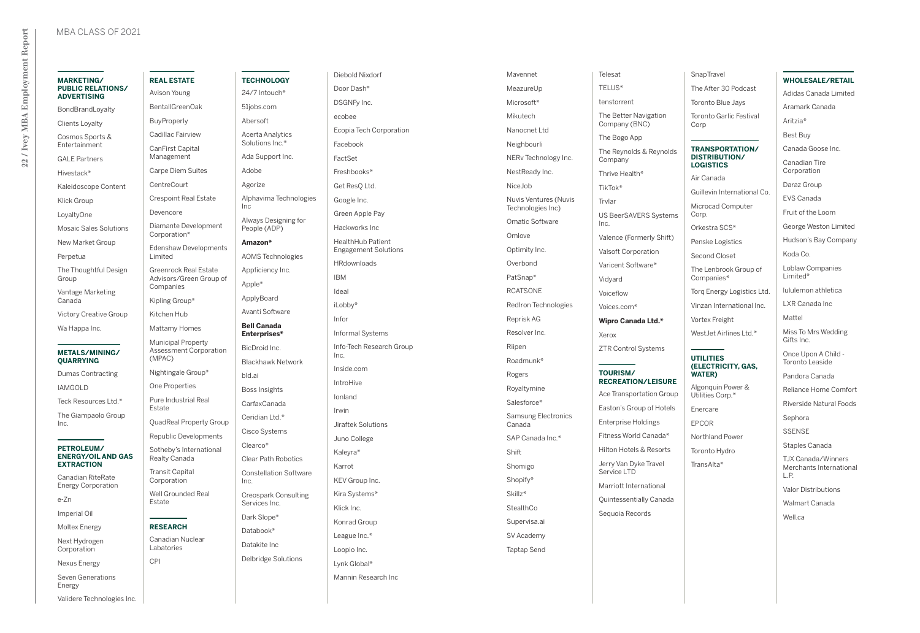# MBA CLASS OF 2021

## MARKETING/ PUBLIC RELATIONS/ ADVERTISING

BondBrandLoyalty
Clients Loyalty
Cosmos Sports & Entertainment
GALE Partners
Hivestack*
Kaleidoscope Content
Klick Group
LoyaltyOne
Mosaic Sales Solutions
New Market Group
Perpetua
The Thoughtful Design Group
Vantage Marketing Canada
Victory Creative Group
Wa Happa Inc.

## METALS/MINING/ QUARRYING

Dumas Contracting
IAMGOLD
Teck Resources Ltd.*
The Giampaolo Group Inc.

## PETROLEUM/ ENERGY/OIL AND GAS EXTRACTION

Canadian RiteRate Energy Corporation
e-Zn
Imperial Oil
Moltex Energy
Next Hydrogen Corporation
Nexus Energy
Seven Generations Energy
Validere Technologies Inc.

## REAL ESTATE

Avison Young
BentallGreenOak
BuyProperly
Cadillac Fairview
CanFirst Capital Management
Carpe Diem Suites
CentreCourt
Crespoint Real Estate
Devencore
Diamante Development Corporation*
Edenshaw Developments Limited
Greenrock Real Estate Advisors/Green Group of Companies
Kipling Group*
Kitchen Hub
Mattamy Homes
Municipal Property Assessment Corporation (MPAC)
Nightingale Group*
One Properties
Pure Industrial Real Estate
QuadReal Property Group
Republic Developments
Sotheby's International Realty Canada
Transit Capital Corporation
Well Grounded Real Estate

## RESEARCH

Canadian Nuclear Labatories
CPI

## TECHNOLOGY

24/7 Intouch*
51jobs.com
Abersoft
Acerta Analytics Solutions Inc.*
Ada Support Inc.
Adobe
Agorize
Alphavima Technologies Inc
Always Designing for People (ADP)
**Amazon***
AOMS Technologies
Appficiency Inc.
Apple*
ApplyBoard
Avanti Software
**Bell Canada Enterprises***
BicDroid Inc.
Blackhawk Network
bld.ai
Boss Insights
CarfaxCanada
Ceridian Ltd.*
Cisco Systems
Clearco*
Clear Path Robotics
Constellation Software Inc.
Creospark Consulting Services Inc.
Dark Slope*
Databook*
Datakite Inc
Delbridge Solutions
Diebold Nixdorf
Door Dash*
DSGNFy Inc.
ecobee
Ecopia Tech Corporation
Facebook
FactSet
Freshbooks*
Get ResQ Ltd.
Google Inc.
Green Apple Pay
Hackworks Inc
HealthHub Patient Engagement Solutions
HRdownloads
IBM
Ideal
iLobby*
Infor
Informal Systems
Info-Tech Research Group Inc.
Inside.com
IntroHive
Ionland
Irwin
Jiraftek Solutions
Juno College
Kaleyra*
Karrot
KEV Group Inc.
Kira Systems*
Klick Inc.
Konrad Group
League Inc.*
Loopio Inc.
Lynk Global*
Mannin Research Inc
Mavennet
MeazureUp
Microsoft*
Mikutech
Nanocnet Ltd
Neighbourli
NERv Technology Inc.
NestReady Inc.
NiceJob
Nuvis Ventures (Nuvis Technologies Inc)
Omatic Software
Omlove
Optimity Inc.
Overbond
PatSnap*
RCATSONE
RedIron Technologies
Reprisk AG
Resolver Inc.
Riipen
Roadmunk*
Rogers
Royaltymine
Salesforce*
Samsung Electronics Canada
SAP Canada Inc.*
Shift
Shomigo
Shopify*
Skillz*
StealthCo
Supervisa.ai
SV Academy
Taptap Send
Telesat
TELUS*
tenstorrent
The Better Navigation Company (BNC)
The Bogo App
The Reynolds & Reynolds Company
Thrive Health*
TikTok*
Trvlar
US BeerSAVERS Systems Inc.
Valence (Formerly Shift)
Valsoft Corporation
Varicent Software*
Vidyard
Voiceflow
Voices.com*
**Wipro Canada Ltd.***
Xerox
ZTR Control Systems

## TOURISM/ RECREATION/LEISURE

Ace Transportation Group
Easton's Group of Hotels
Enterprise Holdings
Fitness World Canada*
Hilton Hotels & Resorts
Jerry Van Dyke Travel Service LTD
Marriott International
Quintessentially Canada
Sequoia Records
SnapTravel
The After 30 Podcast
Toronto Blue Jays
Toronto Garlic Festival Corp

## TRANSPORTATION/ DISTRIBUTION/ LOGISTICS

Air Canada
Guillevin International Co.
Microcad Computer Corp.
Orkestra SCS*
Penske Logistics
Second Closet
The Lenbrook Group of Companies*
Torq Energy Logistics Ltd.
Vinzan International Inc.
Vortex Freight
WestJet Airlines Ltd.*

## UTILITIES (ELECTRICITY, GAS, WATER)

Algonquin Power & Utilities Corp.*
Enercare
EPCOR
Northland Power
Toronto Hydro
TransAlta*

## WHOLESALE/RETAIL

Adidas Canada Limited
Aramark Canada
Aritzia*
Best Buy
Canada Goose Inc.
Canadian Tire Corporation
Daraz Group
EVS Canada
Fruit of the Loom
George Weston Limited
Hudson's Bay Company
Koda Co.
Loblaw Companies Limited*
lululemon athletica
LXR Canada Inc
Mattel
Miss To Mrs Wedding Gifts Inc.
Once Upon A Child - Toronto Leaside
Pandora Canada
Reliance Home Comfort
Riverside Natural Foods
Sephora
SSENSE
Staples Canada
TJX Canada/Winners Merchants International L.P.
Valor Distributions
Walmart Canada
Well.ca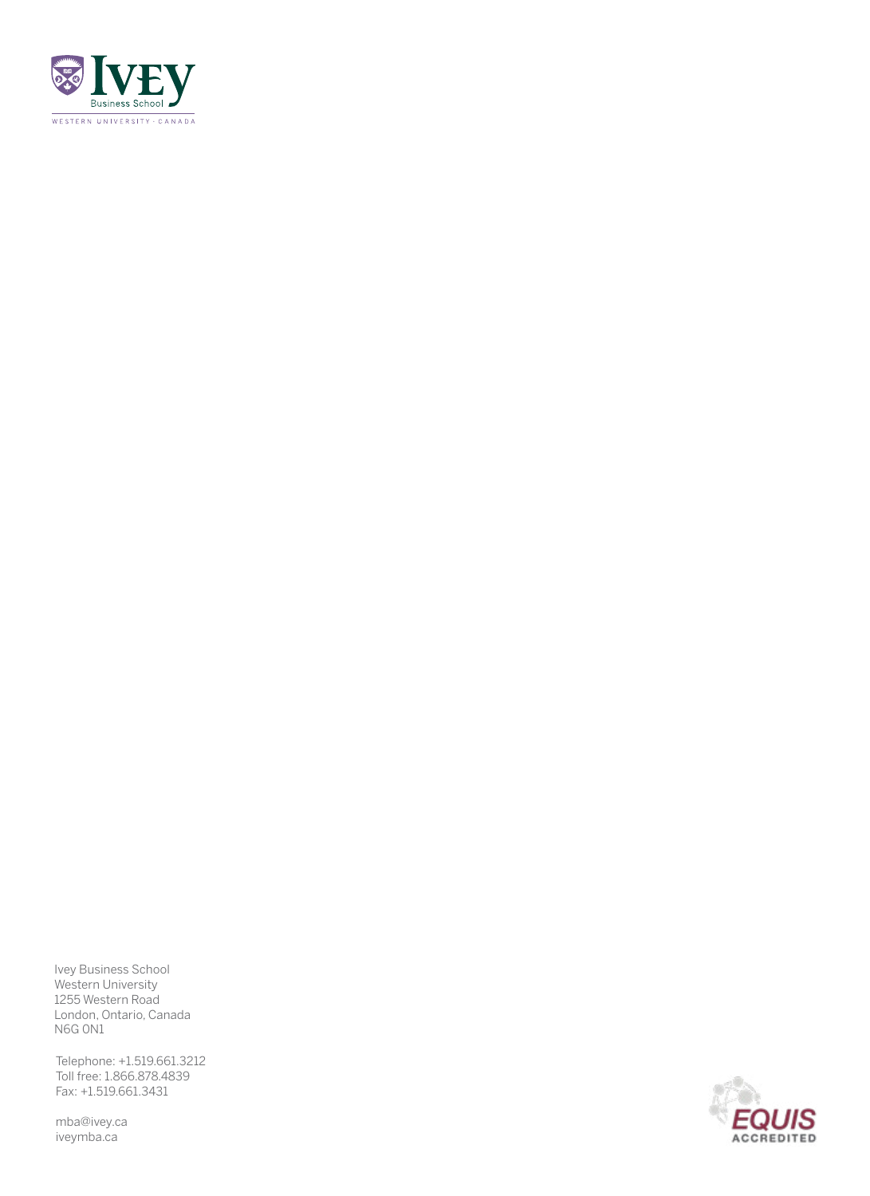Ivey Business School
Western University
1255 Western Road
London, Ontario, Canada
N6G 0N1

Telephone: +1.519.661.3212
Toll free: 1.866.878.4839
Fax: +1.519.661.3431

mba@ivey.ca
iveymba.ca